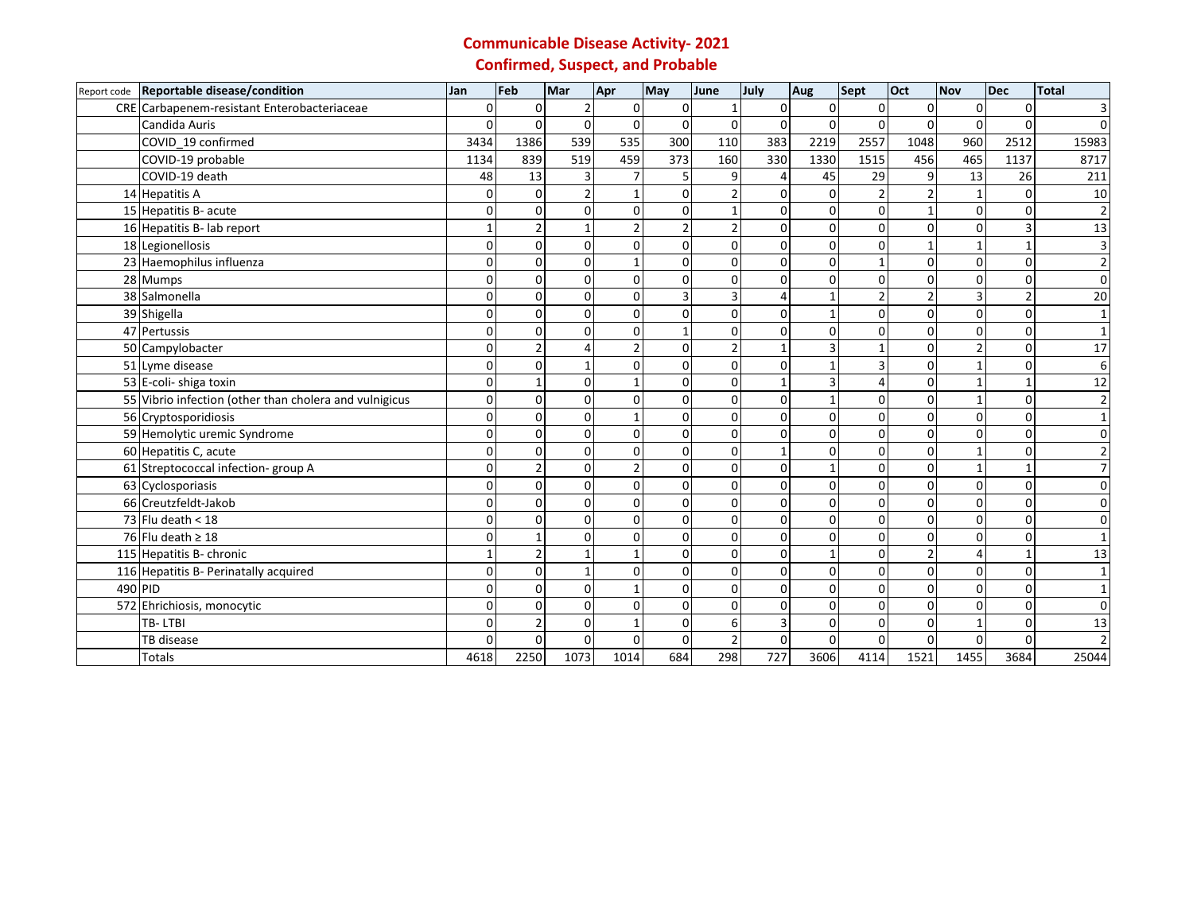# Communicable Disease Activity- 2021

## Confirmed, Suspect, and Probable

| Report code | Reportable disease/condition | Jan | Feb | Mar | Apr | May | June | July | Aug | Sept | Oct | Nov | Dec | Total |
|---|---|---|---|---|---|---|---|---|---|---|---|---|---|---|
| CRE | Carbapenem-resistant Enterobacteriaceae | 0 | 0 | 2 | 0 | 0 | 1 | 0 | 0 | 0 | 0 | 0 | 0 | 3 |
| | Candida Auris | 0 | 0 | 0 | 0 | 0 | 0 | 0 | 0 | 0 | 0 | 0 | 0 | 0 |
| | COVID_19 confirmed | 3434 | 1386 | 539 | 535 | 300 | 110 | 383 | 2219 | 2557 | 1048 | 960 | 2512 | 15983 |
| | COVID-19 probable | 1134 | 839 | 519 | 459 | 373 | 160 | 330 | 1330 | 1515 | 456 | 465 | 1137 | 8717 |
| | COVID-19 death | 48 | 13 | 3 | 7 | 5 | 9 | 4 | 45 | 29 | 9 | 13 | 26 | 211 |
| 14 | Hepatitis A | 0 | 0 | 2 | 1 | 0 | 2 | 0 | 0 | 2 | 2 | 1 | 0 | 10 |
| 15 | Hepatitis B- acute | 0 | 0 | 0 | 0 | 0 | 1 | 0 | 0 | 0 | 1 | 0 | 0 | 2 |
| 16 | Hepatitis B- lab report | 1 | 2 | 1 | 2 | 2 | 2 | 0 | 0 | 0 | 0 | 0 | 3 | 13 |
| 18 | Legionellosis | 0 | 0 | 0 | 0 | 0 | 0 | 0 | 0 | 0 | 1 | 1 | 1 | 3 |
| 23 | Haemophilus influenza | 0 | 0 | 0 | 1 | 0 | 0 | 0 | 0 | 1 | 0 | 0 | 0 | 2 |
| 28 | Mumps | 0 | 0 | 0 | 0 | 0 | 0 | 0 | 0 | 0 | 0 | 0 | 0 | 0 |
| 38 | Salmonella | 0 | 0 | 0 | 0 | 3 | 3 | 4 | 1 | 2 | 2 | 3 | 2 | 20 |
| 39 | Shigella | 0 | 0 | 0 | 0 | 0 | 0 | 0 | 1 | 0 | 0 | 0 | 0 | 1 |
| 47 | Pertussis | 0 | 0 | 0 | 0 | 1 | 0 | 0 | 0 | 0 | 0 | 0 | 0 | 1 |
| 50 | Campylobacter | 0 | 2 | 4 | 2 | 0 | 2 | 1 | 3 | 1 | 0 | 2 | 0 | 17 |
| 51 | Lyme disease | 0 | 0 | 1 | 0 | 0 | 0 | 0 | 1 | 3 | 0 | 1 | 0 | 6 |
| 53 | E-coli- shiga toxin | 0 | 1 | 0 | 1 | 0 | 0 | 1 | 3 | 4 | 0 | 1 | 1 | 12 |
| 55 | Vibrio infection (other than cholera and vulnigicus | 0 | 0 | 0 | 0 | 0 | 0 | 0 | 1 | 0 | 0 | 1 | 0 | 2 |
| 56 | Cryptosporidiosis | 0 | 0 | 0 | 1 | 0 | 0 | 0 | 0 | 0 | 0 | 0 | 0 | 1 |
| 59 | Hemolytic uremic Syndrome | 0 | 0 | 0 | 0 | 0 | 0 | 0 | 0 | 0 | 0 | 0 | 0 | 0 |
| 60 | Hepatitis C, acute | 0 | 0 | 0 | 0 | 0 | 0 | 1 | 0 | 0 | 0 | 1 | 0 | 2 |
| 61 | Streptococcal infection- group A | 0 | 2 | 0 | 2 | 0 | 0 | 0 | 1 | 0 | 0 | 1 | 1 | 7 |
| 63 | Cyclosporiasis | 0 | 0 | 0 | 0 | 0 | 0 | 0 | 0 | 0 | 0 | 0 | 0 | 0 |
| 66 | Creutzfeldt-Jakob | 0 | 0 | 0 | 0 | 0 | 0 | 0 | 0 | 0 | 0 | 0 | 0 | 0 |
| 73 | Flu death < 18 | 0 | 0 | 0 | 0 | 0 | 0 | 0 | 0 | 0 | 0 | 0 | 0 | 0 |
| 76 | Flu death ≥ 18 | 0 | 1 | 0 | 0 | 0 | 0 | 0 | 0 | 0 | 0 | 0 | 0 | 1 |
| 115 | Hepatitis B- chronic | 1 | 2 | 1 | 1 | 0 | 0 | 0 | 1 | 0 | 2 | 4 | 1 | 13 |
| 116 | Hepatitis B- Perinatally acquired | 0 | 0 | 1 | 0 | 0 | 0 | 0 | 0 | 0 | 0 | 0 | 0 | 1 |
| 490 | PID | 0 | 0 | 0 | 1 | 0 | 0 | 0 | 0 | 0 | 0 | 0 | 0 | 1 |
| 572 | Ehrichiosis, monocytic | 0 | 0 | 0 | 0 | 0 | 0 | 0 | 0 | 0 | 0 | 0 | 0 | 0 |
| | TB- LTBI | 0 | 2 | 0 | 1 | 0 | 6 | 3 | 0 | 0 | 0 | 1 | 0 | 13 |
| | TB disease | 0 | 0 | 0 | 0 | 0 | 2 | 0 | 0 | 0 | 0 | 0 | 0 | 2 |
| | Totals | 4618 | 2250 | 1073 | 1014 | 684 | 298 | 727 | 3606 | 4114 | 1521 | 1455 | 3684 | 25044 |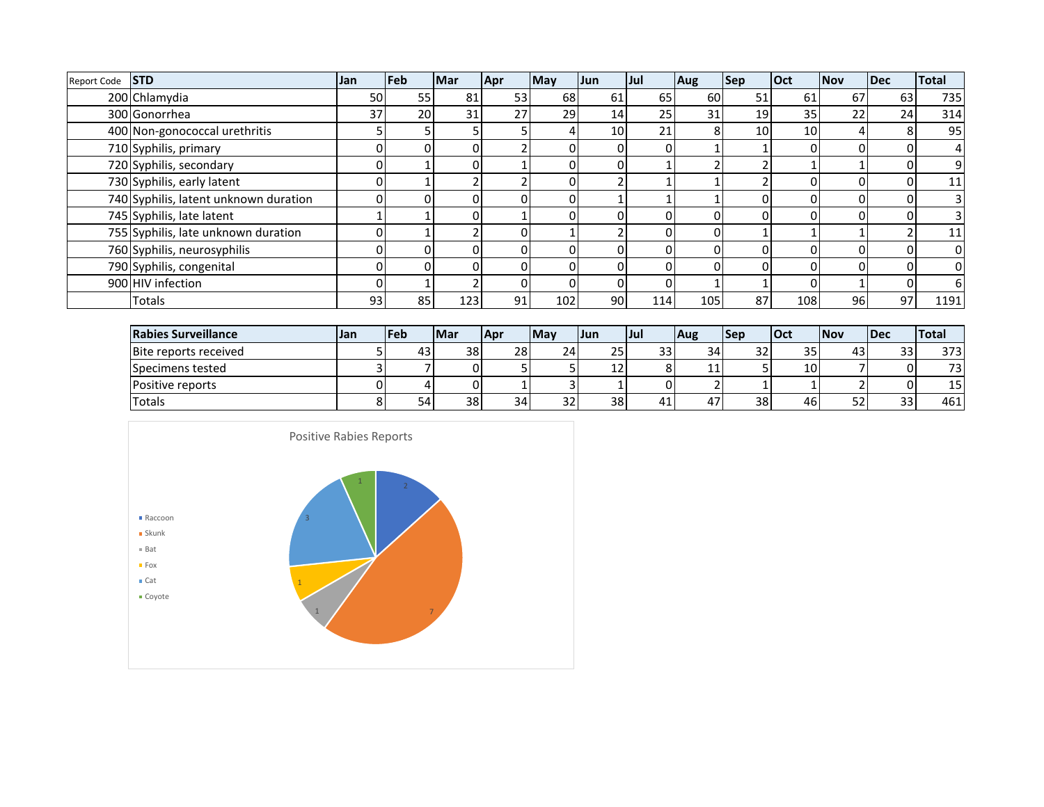| Report Code | STD | Jan | Feb | Mar | Apr | May | Jun | Jul | Aug | Sep | Oct | Nov | Dec | Total |
|---|---|---|---|---|---|---|---|---|---|---|---|---|---|---|
| 200 | Chlamydia | 50 | 55 | 81 | 53 | 68 | 61 | 65 | 60 | 51 | 61 | 67 | 63 | 735 |
| 300 | Gonorrhea | 37 | 20 | 31 | 27 | 29 | 14 | 25 | 31 | 19 | 35 | 22 | 24 | 314 |
| 400 | Non-gonococcal urethritis | 5 | 5 | 5 | 5 | 4 | 10 | 21 | 8 | 10 | 10 | 4 | 8 | 95 |
| 710 | Syphilis, primary | 0 | 0 | 0 | 2 | 0 | 0 | 0 | 1 | 1 | 0 | 0 | 0 | 4 |
| 720 | Syphilis, secondary | 0 | 1 | 0 | 1 | 0 | 0 | 1 | 2 | 2 | 1 | 1 | 0 | 9 |
| 730 | Syphilis, early latent | 0 | 1 | 2 | 2 | 0 | 2 | 1 | 1 | 2 | 0 | 0 | 0 | 11 |
| 740 | Syphilis, latent unknown duration | 0 | 0 | 0 | 0 | 0 | 1 | 1 | 1 | 0 | 0 | 0 | 0 | 3 |
| 745 | Syphilis, late latent | 1 | 1 | 0 | 1 | 0 | 0 | 0 | 0 | 0 | 0 | 0 | 0 | 3 |
| 755 | Syphilis, late unknown duration | 0 | 1 | 2 | 0 | 1 | 2 | 0 | 0 | 1 | 1 | 1 | 2 | 11 |
| 760 | Syphilis, neurosyphilis | 0 | 0 | 0 | 0 | 0 | 0 | 0 | 0 | 0 | 0 | 0 | 0 | 0 |
| 790 | Syphilis, congenital | 0 | 0 | 0 | 0 | 0 | 0 | 0 | 0 | 0 | 0 | 0 | 0 | 0 |
| 900 | HIV infection | 0 | 1 | 2 | 0 | 0 | 0 | 0 | 1 | 1 | 0 | 1 | 0 | 6 |
| | Totals | 93 | 85 | 123 | 91 | 102 | 90 | 114 | 105 | 87 | 108 | 96 | 97 | 1191 |

| Rabies Surveillance | Jan | Feb | Mar | Apr | May | Jun | Jul | Aug | Sep | Oct | Nov | Dec | Total |
|---|---|---|---|---|---|---|---|---|---|---|---|---|---|
| Bite reports received | 5 | 43 | 38 | 28 | 24 | 25 | 33 | 34 | 32 | 35 | 43 | 33 | 373 |
| Specimens tested | 3 | 7 | 0 | 5 | 5 | 12 | 8 | 11 | 5 | 10 | 7 | 0 | 73 |
| Positive reports | 0 | 4 | 0 | 1 | 3 | 1 | 0 | 2 | 1 | 1 | 2 | 0 | 15 |
| Totals | 8 | 54 | 38 | 34 | 32 | 38 | 41 | 47 | 38 | 46 | 52 | 33 | 461 |

Positive Rabies Reports

Raccoon
Skunk
Bat
Fox
Cat
Coyote

2
7
1
1
3
1